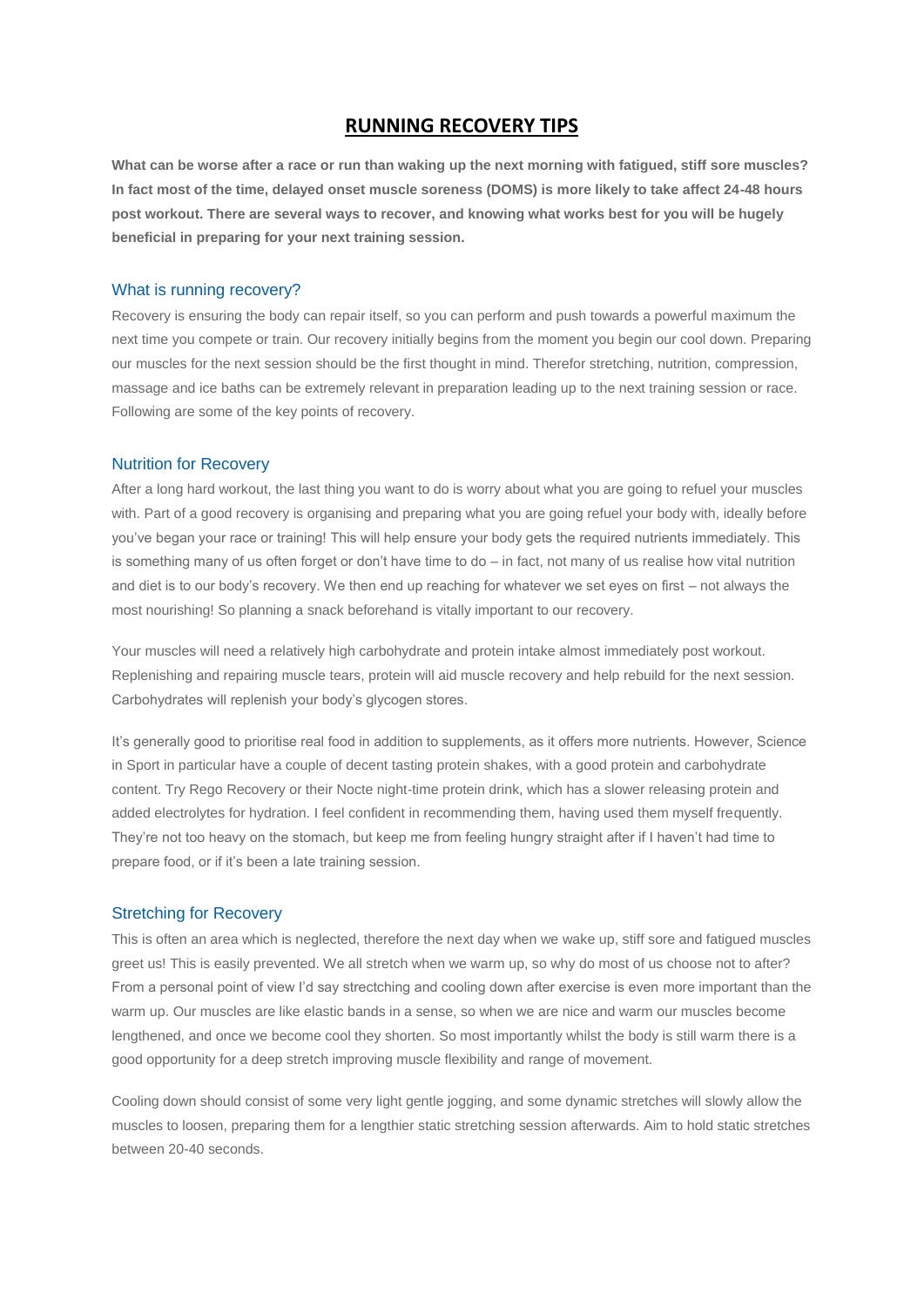# RUNNING RECOVERY TIPS

**What can be worse after a race or run than waking up the next morning with fatigued, stiff sore muscles? In fact most of the time, delayed onset muscle soreness (DOMS) is more likely to take affect 24-48 hours post workout. There are several ways to recover, and knowing what works best for you will be hugely beneficial in preparing for your next training session.**

## What is running recovery?

Recovery is ensuring the body can repair itself, so you can perform and push towards a powerful maximum the next time you compete or train. Our recovery initially begins from the moment you begin our cool down. Preparing our muscles for the next session should be the first thought in mind. Therefor stretching, nutrition, compression, massage and ice baths can be extremely relevant in preparation leading up to the next training session or race. Following are some of the key points of recovery.

## Nutrition for Recovery

After a long hard workout, the last thing you want to do is worry about what you are going to refuel your muscles with. Part of a good recovery is organising and preparing what you are going refuel your body with, ideally before you've began your race or training! This will help ensure your body gets the required nutrients immediately. This is something many of us often forget or don't have time to do – in fact, not many of us realise how vital nutrition and diet is to our body's recovery. We then end up reaching for whatever we set eyes on first – not always the most nourishing! So planning a snack beforehand is vitally important to our recovery.

Your muscles will need a relatively high carbohydrate and protein intake almost immediately post workout. Replenishing and repairing muscle tears, protein will aid muscle recovery and help rebuild for the next session. Carbohydrates will replenish your body's glycogen stores.

It's generally good to prioritise real food in addition to supplements, as it offers more nutrients. However, Science in Sport in particular have a couple of decent tasting protein shakes, with a good protein and carbohydrate content. Try Rego Recovery or their Nocte night-time protein drink, which has a slower releasing protein and added electrolytes for hydration. I feel confident in recommending them, having used them myself frequently. They're not too heavy on the stomach, but keep me from feeling hungry straight after if I haven't had time to prepare food, or if it's been a late training session.

## Stretching for Recovery

This is often an area which is neglected, therefore the next day when we wake up, stiff sore and fatigued muscles greet us! This is easily prevented. We all stretch when we warm up, so why do most of us choose not to after? From a personal point of view I'd say strectching and cooling down after exercise is even more important than the warm up. Our muscles are like elastic bands in a sense, so when we are nice and warm our muscles become lengthened, and once we become cool they shorten. So most importantly whilst the body is still warm there is a good opportunity for a deep stretch improving muscle flexibility and range of movement.

Cooling down should consist of some very light gentle jogging, and some dynamic stretches will slowly allow the muscles to loosen, preparing them for a lengthier static stretching session afterwards. Aim to hold static stretches between 20-40 seconds.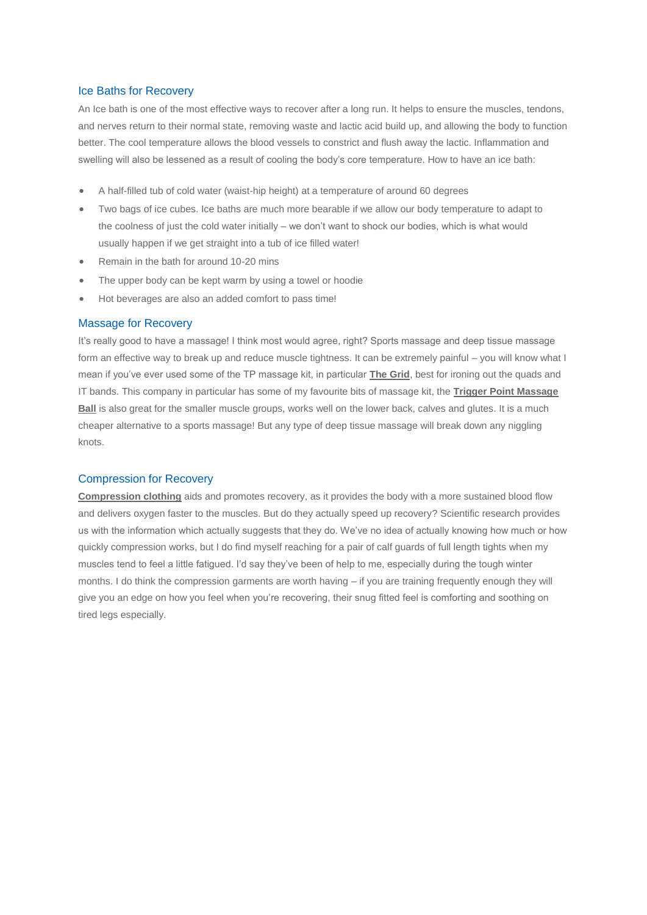## Ice Baths for Recovery

An Ice bath is one of the most effective ways to recover after a long run. It helps to ensure the muscles, tendons, and nerves return to their normal state, removing waste and lactic acid build up, and allowing the body to function better. The cool temperature allows the blood vessels to constrict and flush away the lactic. Inflammation and swelling will also be lessened as a result of cooling the body's core temperature. How to have an ice bath:

- A half-filled tub of cold water (waist-hip height) at a temperature of around 60 degrees
- Two bags of ice cubes. Ice baths are much more bearable if we allow our body temperature to adapt to the coolness of just the cold water initially – we don't want to shock our bodies, which is what would usually happen if we get straight into a tub of ice filled water!
- Remain in the bath for around 10-20 mins
- The upper body can be kept warm by using a towel or hoodie
- Hot beverages are also an added comfort to pass time!

## Massage for Recovery

It's really good to have a massage! I think most would agree, right? Sports massage and deep tissue massage form an effective way to break up and reduce muscle tightness. It can be extremely painful – you will know what I mean if you've ever used some of the TP massage kit, in particular **The Grid**, best for ironing out the quads and IT bands. This company in particular has some of my favourite bits of massage kit, the **Trigger Point Massage Ball** is also great for the smaller muscle groups, works well on the lower back, calves and glutes. It is a much cheaper alternative to a sports massage! But any type of deep tissue massage will break down any niggling knots.

## Compression for Recovery

**Compression clothing** aids and promotes recovery, as it provides the body with a more sustained blood flow and delivers oxygen faster to the muscles. But do they actually speed up recovery? Scientific research provides us with the information which actually suggests that they do. We've no idea of actually knowing how much or how quickly compression works, but I do find myself reaching for a pair of calf guards of full length tights when my muscles tend to feel a little fatigued. I'd say they've been of help to me, especially during the tough winter months. I do think the compression garments are worth having – if you are training frequently enough they will give you an edge on how you feel when you're recovering, their snug fitted feel is comforting and soothing on tired legs especially.